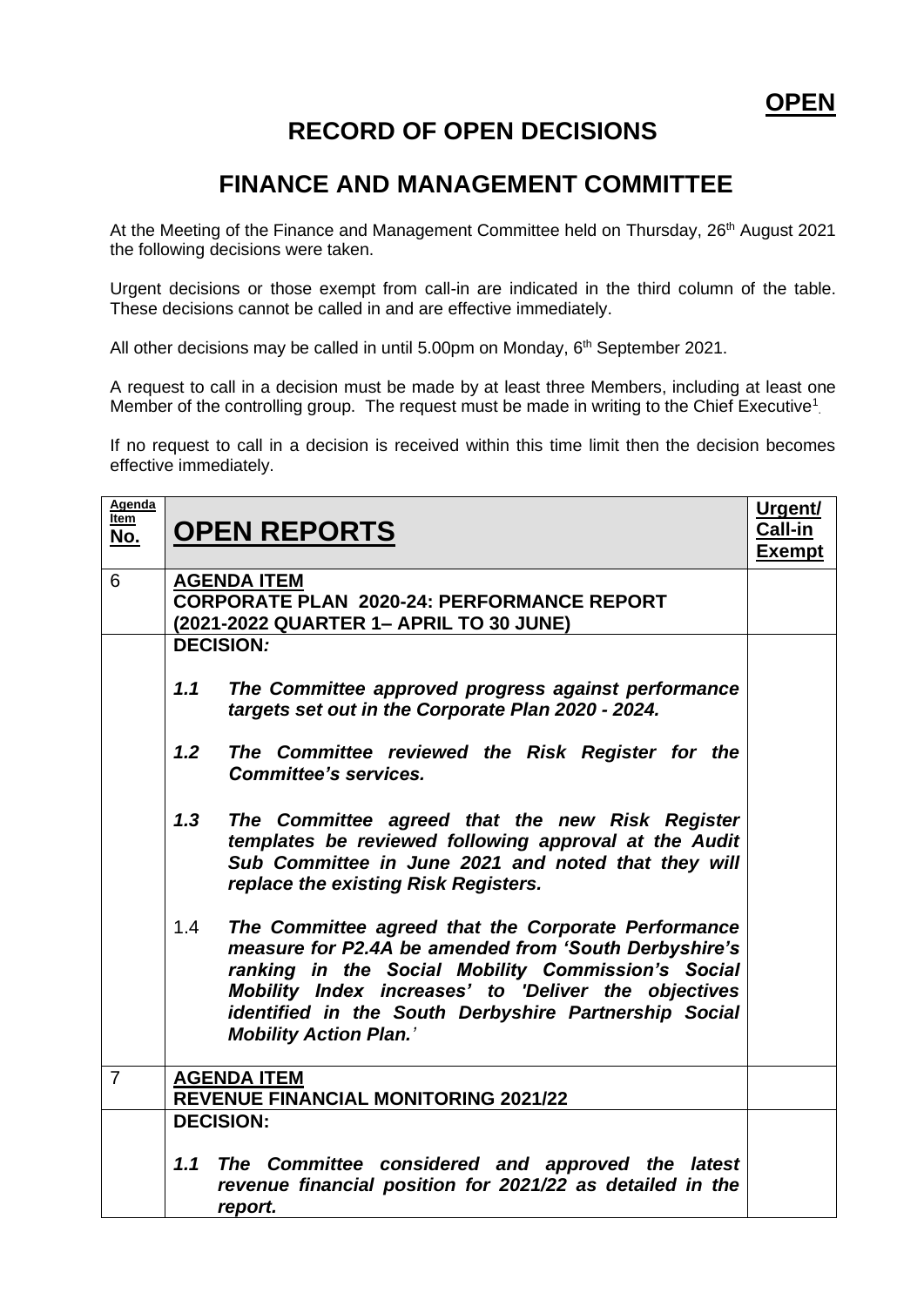**OPEN**

# RECORD OF OPEN DECISIONS

# FINANCE AND MANAGEMENT COMMITTEE

At the Meeting of the Finance and Management Committee held on Thursday, 26th August 2021 the following decisions were taken.

Urgent decisions or those exempt from call-in are indicated in the third column of the table. These decisions cannot be called in and are effective immediately.

All other decisions may be called in until 5.00pm on Monday, 6th September 2021.

A request to call in a decision must be made by at least three Members, including at least one Member of the controlling group. The request must be made in writing to the Chief Executive[1].

If no request to call in a decision is received within this time limit then the decision becomes effective immediately.

| Agenda Item No. | OPEN REPORTS | Urgent/ Call-in Exempt |
|---|---|---|
| 6 | **AGENDA ITEM**<br>**CORPORATE PLAN 2020-24: PERFORMANCE REPORT (2021-2022 QUARTER 1– APRIL TO 30 JUNE)** | |
| | **DECISION:**<br><br>***1.1 The Committee approved progress against performance targets set out in the Corporate Plan 2020 - 2024.***<br><br>***1.2 The Committee reviewed the Risk Register for the Committee's services.***<br><br>***1.3 The Committee agreed that the new Risk Register templates be reviewed following approval at the Audit Sub Committee in June 2021 and noted that they will replace the existing Risk Registers.***<br><br>1.4 ***The Committee agreed that the Corporate Performance measure for P2.4A be amended from 'South Derbyshire's ranking in the Social Mobility Commission's Social Mobility Index increases' to 'Deliver the objectives identified in the South Derbyshire Partnership Social Mobility Action Plan.'*** | |
| 7 | **AGENDA ITEM**<br>**REVENUE FINANCIAL MONITORING 2021/22** | |
| | **DECISION:**<br><br>***1.1 The Committee considered and approved the latest revenue financial position for 2021/22 as detailed in the report.*** | |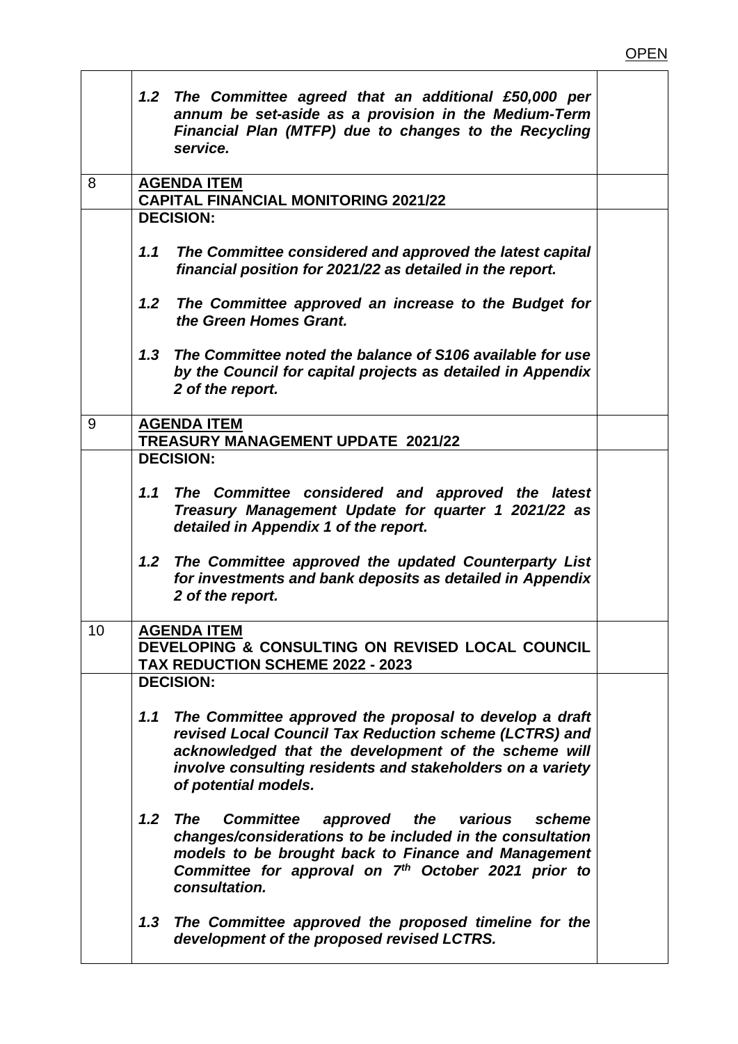OPEN

| | | |
|---|---|---|
| | ***1.2 The Committee agreed that an additional £50,000 per annum be set-aside as a provision in the Medium-Term Financial Plan (MTFP) due to changes to the Recycling service.*** | |
| 8 | **<u>AGENDA ITEM</u>**<br>**CAPITAL FINANCIAL MONITORING 2021/22** | |
| | **DECISION:**<br><br>***1.1 The Committee considered and approved the latest capital financial position for 2021/22 as detailed in the report.***<br><br>***1.2 The Committee approved an increase to the Budget for the Green Homes Grant.***<br><br>***1.3 The Committee noted the balance of S106 available for use by the Council for capital projects as detailed in Appendix 2 of the report.*** | |
| 9 | **<u>AGENDA ITEM</u>**<br>**TREASURY MANAGEMENT UPDATE 2021/22** | |
| | **DECISION:**<br><br>***1.1 The Committee considered and approved the latest Treasury Management Update for quarter 1 2021/22 as detailed in Appendix 1 of the report.***<br><br>***1.2 The Committee approved the updated Counterparty List for investments and bank deposits as detailed in Appendix 2 of the report.*** | |
| 10 | **<u>AGENDA ITEM</u>**<br>**DEVELOPING & CONSULTING ON REVISED LOCAL COUNCIL TAX REDUCTION SCHEME 2022 - 2023** | |
| | **DECISION:**<br><br>***1.1 The Committee approved the proposal to develop a draft revised Local Council Tax Reduction scheme (LCTRS) and acknowledged that the development of the scheme will involve consulting residents and stakeholders on a variety of potential models.***<br><br>***1.2 The Committee approved the various scheme changes/considerations to be included in the consultation models to be brought back to Finance and Management Committee for approval on 7th October 2021 prior to consultation.***<br><br>***1.3 The Committee approved the proposed timeline for the development of the proposed revised LCTRS.*** | |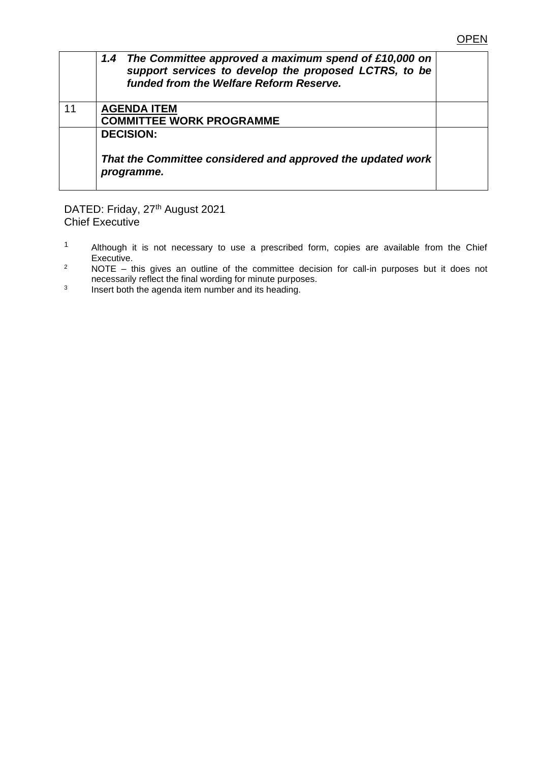OPEN

| | | |
|---|---|---|
| | ***1.4 The Committee approved a maximum spend of £10,000 on support services to develop the proposed LCTRS, to be funded from the Welfare Reform Reserve.*** | |
| 11 | **AGENDA ITEM**<br>**COMMITTEE WORK PROGRAMME** | |
| | **DECISION:**<br><br>***That the Committee considered and approved the updated work programme.*** | |

DATED: Friday, 27th August 2021
Chief Executive

[1] Although it is not necessary to use a prescribed form, copies are available from the Chief Executive.

[2] NOTE – this gives an outline of the committee decision for call-in purposes but it does not necessarily reflect the final wording for minute purposes.

[3] Insert both the agenda item number and its heading.